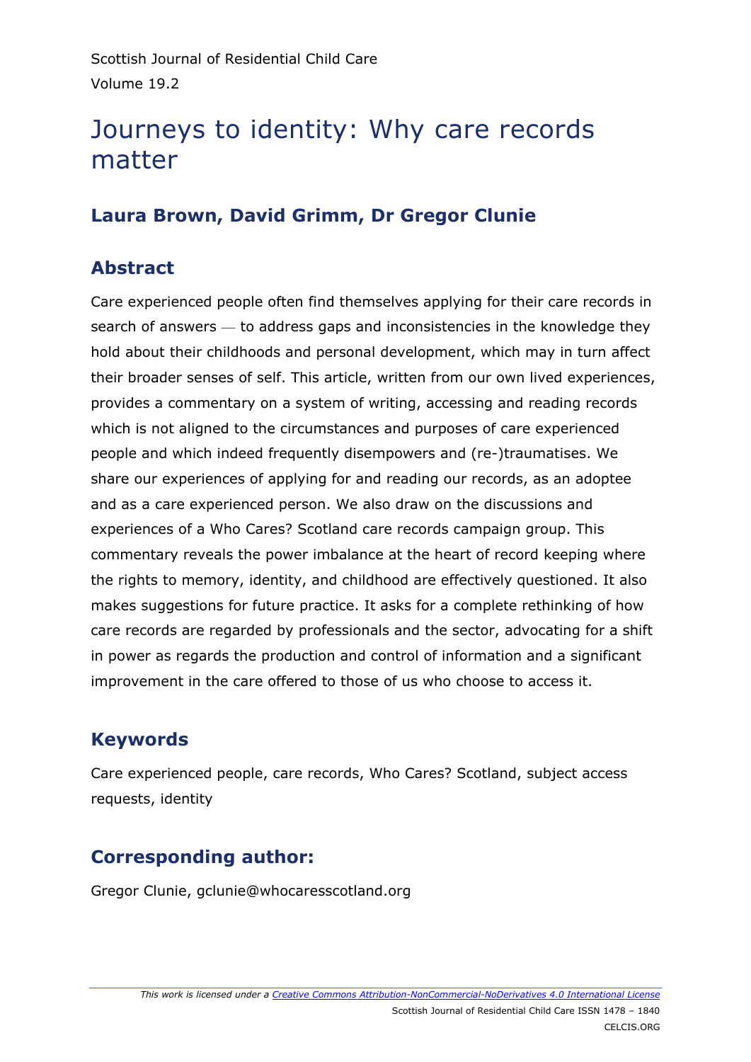Scottish Journal of Residential Child Care
Volume 19.2

# Journeys to identity: Why care records matter

## Laura Brown, David Grimm, Dr Gregor Clunie

## Abstract

Care experienced people often find themselves applying for their care records in search of answers — to address gaps and inconsistencies in the knowledge they hold about their childhoods and personal development, which may in turn affect their broader senses of self. This article, written from our own lived experiences, provides a commentary on a system of writing, accessing and reading records which is not aligned to the circumstances and purposes of care experienced people and which indeed frequently disempowers and (re-)traumatises. We share our experiences of applying for and reading our records, as an adoptee and as a care experienced person. We also draw on the discussions and experiences of a Who Cares? Scotland care records campaign group. This commentary reveals the power imbalance at the heart of record keeping where the rights to memory, identity, and childhood are effectively questioned. It also makes suggestions for future practice. It asks for a complete rethinking of how care records are regarded by professionals and the sector, advocating for a shift in power as regards the production and control of information and a significant improvement in the care offered to those of us who choose to access it.

## Keywords

Care experienced people, care records, Who Cares? Scotland, subject access requests, identity

## Corresponding author:

Gregor Clunie, gclunie@whocaresscotland.org

*This work is licensed under a [Creative Commons Attribution-NonCommercial-NoDerivatives 4.0 International License](https://creativecommons.org/licenses/by-nc-nd/4.0/)*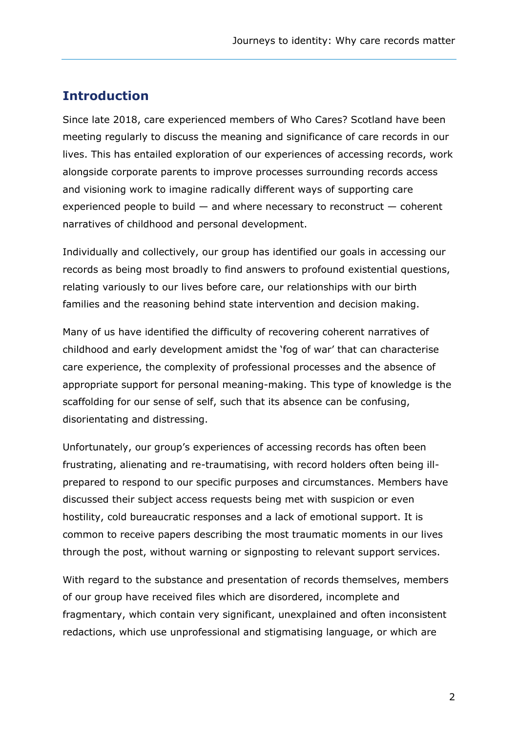## Introduction

Since late 2018, care experienced members of Who Cares? Scotland have been meeting regularly to discuss the meaning and significance of care records in our lives. This has entailed exploration of our experiences of accessing records, work alongside corporate parents to improve processes surrounding records access and visioning work to imagine radically different ways of supporting care experienced people to build — and where necessary to reconstruct — coherent narratives of childhood and personal development.

Individually and collectively, our group has identified our goals in accessing our records as being most broadly to find answers to profound existential questions, relating variously to our lives before care, our relationships with our birth families and the reasoning behind state intervention and decision making.

Many of us have identified the difficulty of recovering coherent narratives of childhood and early development amidst the 'fog of war' that can characterise care experience, the complexity of professional processes and the absence of appropriate support for personal meaning-making. This type of knowledge is the scaffolding for our sense of self, such that its absence can be confusing, disorientating and distressing.

Unfortunately, our group's experiences of accessing records has often been frustrating, alienating and re-traumatising, with record holders often being ill-prepared to respond to our specific purposes and circumstances. Members have discussed their subject access requests being met with suspicion or even hostility, cold bureaucratic responses and a lack of emotional support. It is common to receive papers describing the most traumatic moments in our lives through the post, without warning or signposting to relevant support services.

With regard to the substance and presentation of records themselves, members of our group have received files which are disordered, incomplete and fragmentary, which contain very significant, unexplained and often inconsistent redactions, which use unprofessional and stigmatising language, or which are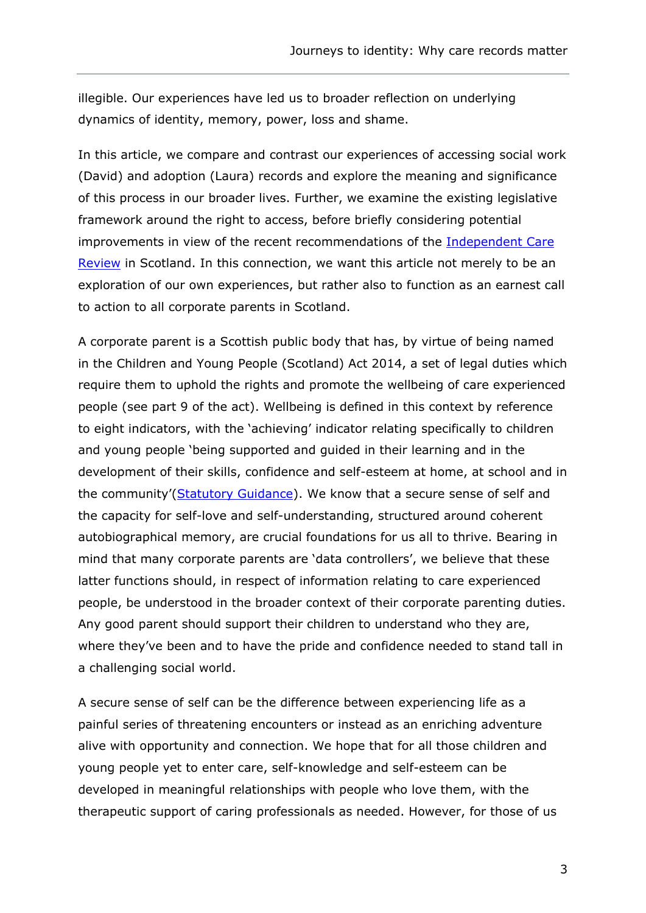illegible. Our experiences have led us to broader reflection on underlying dynamics of identity, memory, power, loss and shame.

In this article, we compare and contrast our experiences of accessing social work (David) and adoption (Laura) records and explore the meaning and significance of this process in our broader lives. Further, we examine the existing legislative framework around the right to access, before briefly considering potential improvements in view of the recent recommendations of the [Independent Care Review]() in Scotland. In this connection, we want this article not merely to be an exploration of our own experiences, but rather also to function as an earnest call to action to all corporate parents in Scotland.

A corporate parent is a Scottish public body that has, by virtue of being named in the Children and Young People (Scotland) Act 2014, a set of legal duties which require them to uphold the rights and promote the wellbeing of care experienced people (see part 9 of the act). Wellbeing is defined in this context by reference to eight indicators, with the 'achieving' indicator relating specifically to children and young people 'being supported and guided in their learning and in the development of their skills, confidence and self-esteem at home, at school and in the community'([Statutory Guidance]()). We know that a secure sense of self and the capacity for self-love and self-understanding, structured around coherent autobiographical memory, are crucial foundations for us all to thrive. Bearing in mind that many corporate parents are 'data controllers', we believe that these latter functions should, in respect of information relating to care experienced people, be understood in the broader context of their corporate parenting duties. Any good parent should support their children to understand who they are, where they've been and to have the pride and confidence needed to stand tall in a challenging social world.

A secure sense of self can be the difference between experiencing life as a painful series of threatening encounters or instead as an enriching adventure alive with opportunity and connection. We hope that for all those children and young people yet to enter care, self-knowledge and self-esteem can be developed in meaningful relationships with people who love them, with the therapeutic support of caring professionals as needed. However, for those of us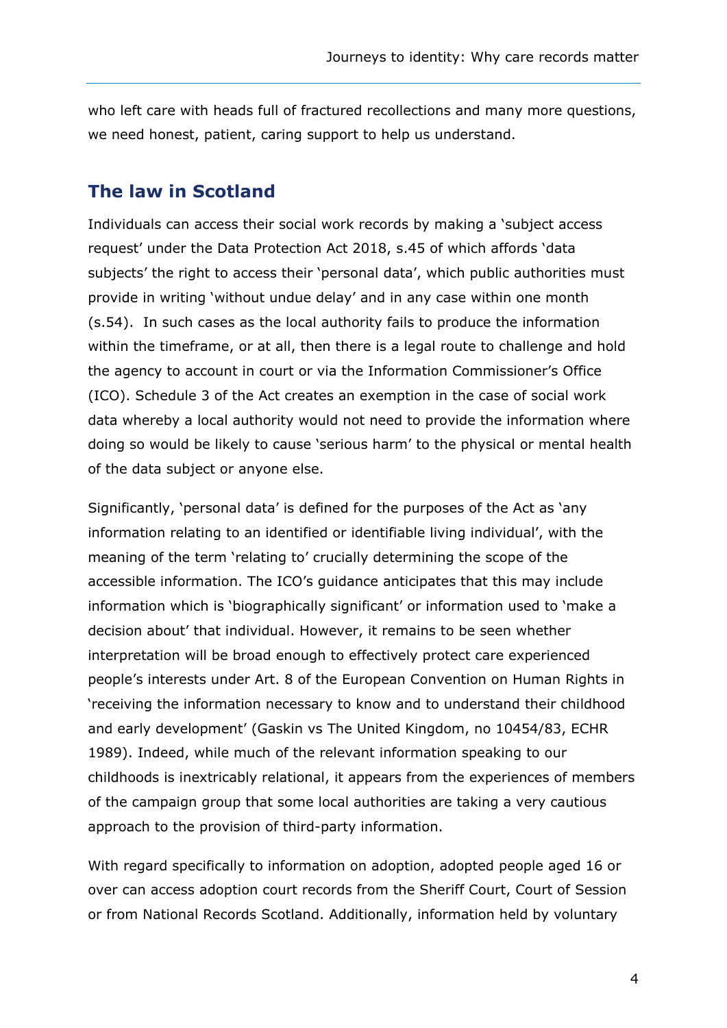who left care with heads full of fractured recollections and many more questions, we need honest, patient, caring support to help us understand.

## The law in Scotland

Individuals can access their social work records by making a 'subject access request' under the Data Protection Act 2018, s.45 of which affords 'data subjects' the right to access their 'personal data', which public authorities must provide in writing 'without undue delay' and in any case within one month (s.54). In such cases as the local authority fails to produce the information within the timeframe, or at all, then there is a legal route to challenge and hold the agency to account in court or via the Information Commissioner's Office (ICO). Schedule 3 of the Act creates an exemption in the case of social work data whereby a local authority would not need to provide the information where doing so would be likely to cause 'serious harm' to the physical or mental health of the data subject or anyone else.

Significantly, 'personal data' is defined for the purposes of the Act as 'any information relating to an identified or identifiable living individual', with the meaning of the term 'relating to' crucially determining the scope of the accessible information. The ICO's guidance anticipates that this may include information which is 'biographically significant' or information used to 'make a decision about' that individual. However, it remains to be seen whether interpretation will be broad enough to effectively protect care experienced people's interests under Art. 8 of the European Convention on Human Rights in 'receiving the information necessary to know and to understand their childhood and early development' (Gaskin vs The United Kingdom, no 10454/83, ECHR 1989). Indeed, while much of the relevant information speaking to our childhoods is inextricably relational, it appears from the experiences of members of the campaign group that some local authorities are taking a very cautious approach to the provision of third-party information.

With regard specifically to information on adoption, adopted people aged 16 or over can access adoption court records from the Sheriff Court, Court of Session or from National Records Scotland. Additionally, information held by voluntary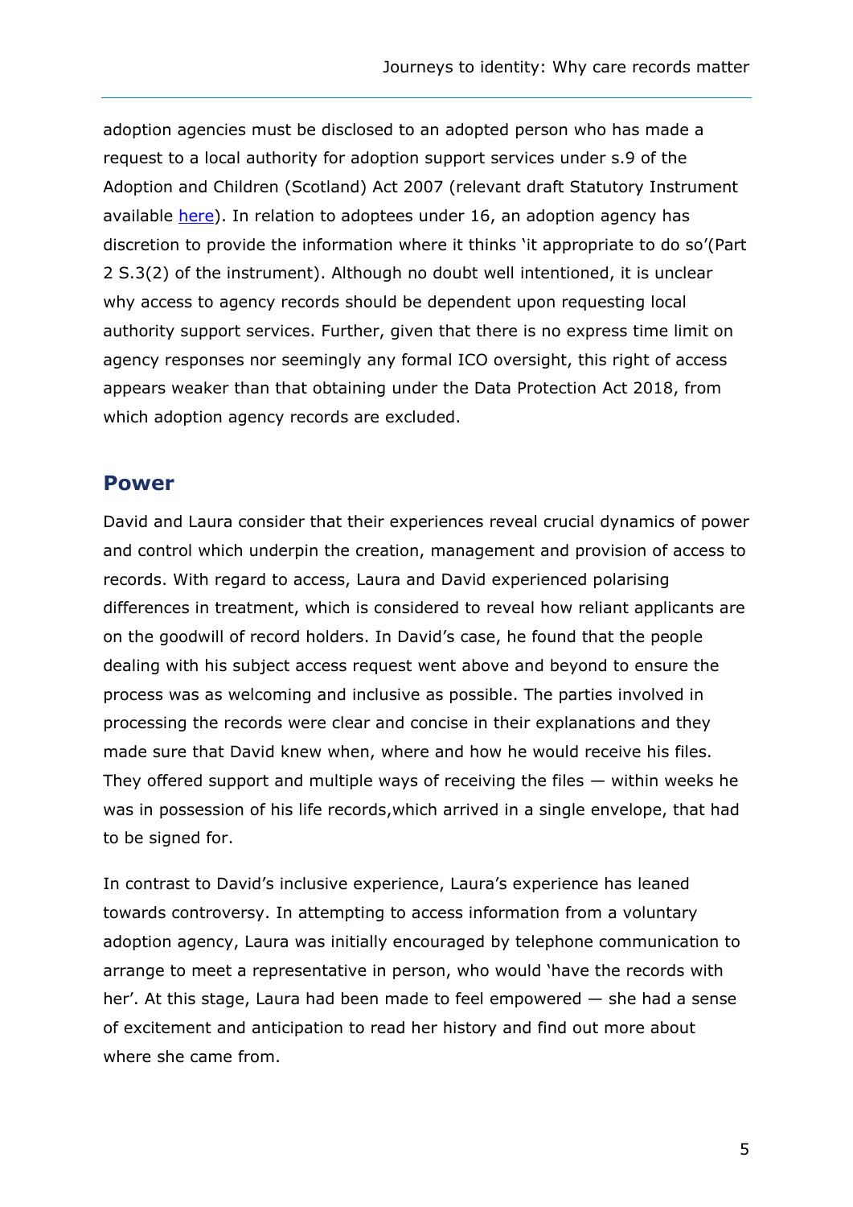adoption agencies must be disclosed to an adopted person who has made a request to a local authority for adoption support services under s.9 of the Adoption and Children (Scotland) Act 2007 (relevant draft Statutory Instrument available here). In relation to adoptees under 16, an adoption agency has discretion to provide the information where it thinks 'it appropriate to do so'(Part 2 S.3(2) of the instrument). Although no doubt well intentioned, it is unclear why access to agency records should be dependent upon requesting local authority support services. Further, given that there is no express time limit on agency responses nor seemingly any formal ICO oversight, this right of access appears weaker than that obtaining under the Data Protection Act 2018, from which adoption agency records are excluded.

## Power

David and Laura consider that their experiences reveal crucial dynamics of power and control which underpin the creation, management and provision of access to records. With regard to access, Laura and David experienced polarising differences in treatment, which is considered to reveal how reliant applicants are on the goodwill of record holders. In David's case, he found that the people dealing with his subject access request went above and beyond to ensure the process was as welcoming and inclusive as possible. The parties involved in processing the records were clear and concise in their explanations and they made sure that David knew when, where and how he would receive his files. They offered support and multiple ways of receiving the files — within weeks he was in possession of his life records,which arrived in a single envelope, that had to be signed for.

In contrast to David's inclusive experience, Laura's experience has leaned towards controversy. In attempting to access information from a voluntary adoption agency, Laura was initially encouraged by telephone communication to arrange to meet a representative in person, who would 'have the records with her'. At this stage, Laura had been made to feel empowered — she had a sense of excitement and anticipation to read her history and find out more about where she came from.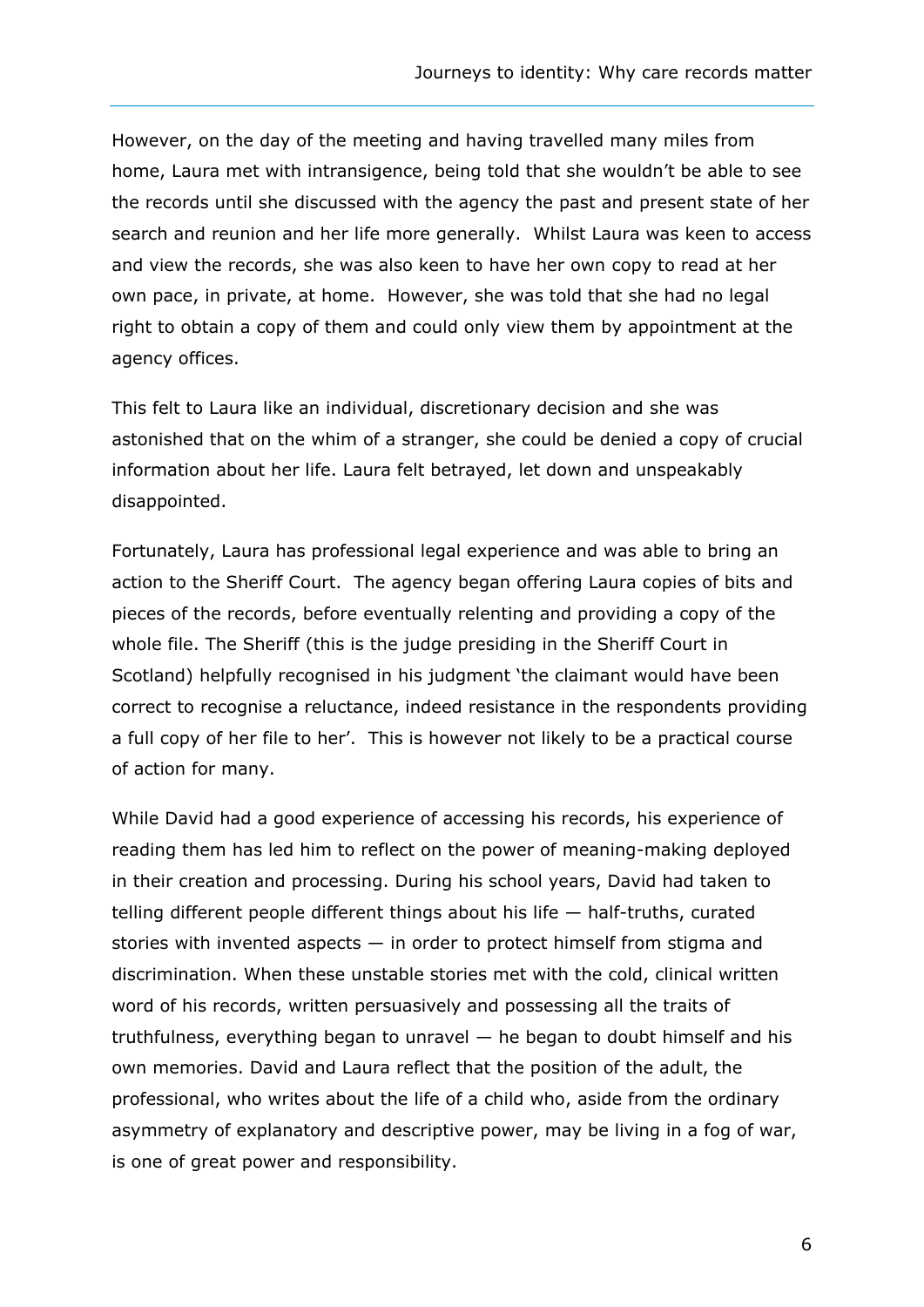However, on the day of the meeting and having travelled many miles from home, Laura met with intransigence, being told that she wouldn't be able to see the records until she discussed with the agency the past and present state of her search and reunion and her life more generally. Whilst Laura was keen to access and view the records, she was also keen to have her own copy to read at her own pace, in private, at home. However, she was told that she had no legal right to obtain a copy of them and could only view them by appointment at the agency offices.

This felt to Laura like an individual, discretionary decision and she was astonished that on the whim of a stranger, she could be denied a copy of crucial information about her life. Laura felt betrayed, let down and unspeakably disappointed.

Fortunately, Laura has professional legal experience and was able to bring an action to the Sheriff Court. The agency began offering Laura copies of bits and pieces of the records, before eventually relenting and providing a copy of the whole file. The Sheriff (this is the judge presiding in the Sheriff Court in Scotland) helpfully recognised in his judgment 'the claimant would have been correct to recognise a reluctance, indeed resistance in the respondents providing a full copy of her file to her'. This is however not likely to be a practical course of action for many.

While David had a good experience of accessing his records, his experience of reading them has led him to reflect on the power of meaning-making deployed in their creation and processing. During his school years, David had taken to telling different people different things about his life — half-truths, curated stories with invented aspects — in order to protect himself from stigma and discrimination. When these unstable stories met with the cold, clinical written word of his records, written persuasively and possessing all the traits of truthfulness, everything began to unravel — he began to doubt himself and his own memories. David and Laura reflect that the position of the adult, the professional, who writes about the life of a child who, aside from the ordinary asymmetry of explanatory and descriptive power, may be living in a fog of war, is one of great power and responsibility.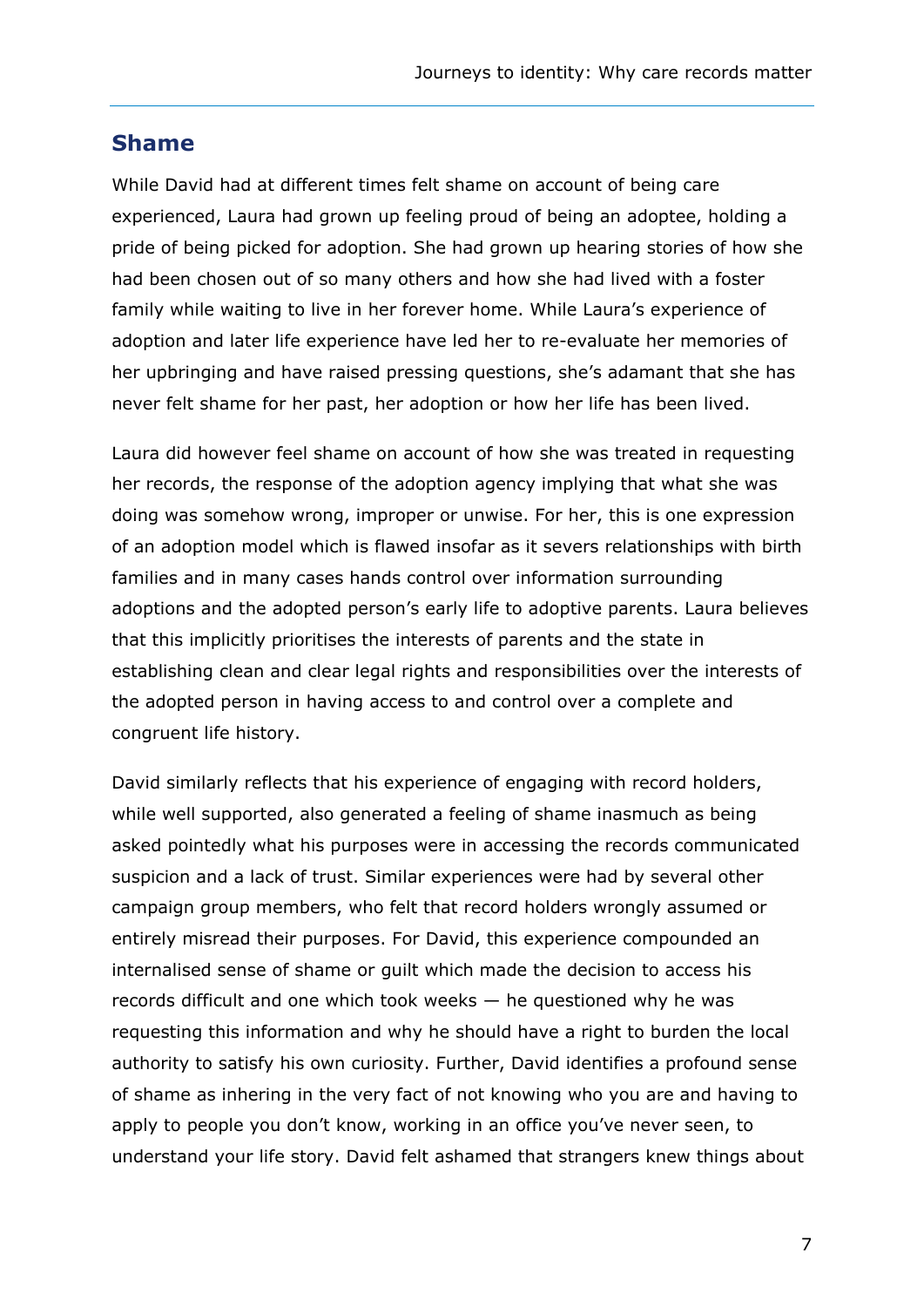## Shame

While David had at different times felt shame on account of being care experienced, Laura had grown up feeling proud of being an adoptee, holding a pride of being picked for adoption. She had grown up hearing stories of how she had been chosen out of so many others and how she had lived with a foster family while waiting to live in her forever home. While Laura's experience of adoption and later life experience have led her to re-evaluate her memories of her upbringing and have raised pressing questions, she's adamant that she has never felt shame for her past, her adoption or how her life has been lived.

Laura did however feel shame on account of how she was treated in requesting her records, the response of the adoption agency implying that what she was doing was somehow wrong, improper or unwise. For her, this is one expression of an adoption model which is flawed insofar as it severs relationships with birth families and in many cases hands control over information surrounding adoptions and the adopted person's early life to adoptive parents. Laura believes that this implicitly prioritises the interests of parents and the state in establishing clean and clear legal rights and responsibilities over the interests of the adopted person in having access to and control over a complete and congruent life history.

David similarly reflects that his experience of engaging with record holders, while well supported, also generated a feeling of shame inasmuch as being asked pointedly what his purposes were in accessing the records communicated suspicion and a lack of trust. Similar experiences were had by several other campaign group members, who felt that record holders wrongly assumed or entirely misread their purposes. For David, this experience compounded an internalised sense of shame or guilt which made the decision to access his records difficult and one which took weeks — he questioned why he was requesting this information and why he should have a right to burden the local authority to satisfy his own curiosity. Further, David identifies a profound sense of shame as inhering in the very fact of not knowing who you are and having to apply to people you don't know, working in an office you've never seen, to understand your life story. David felt ashamed that strangers knew things about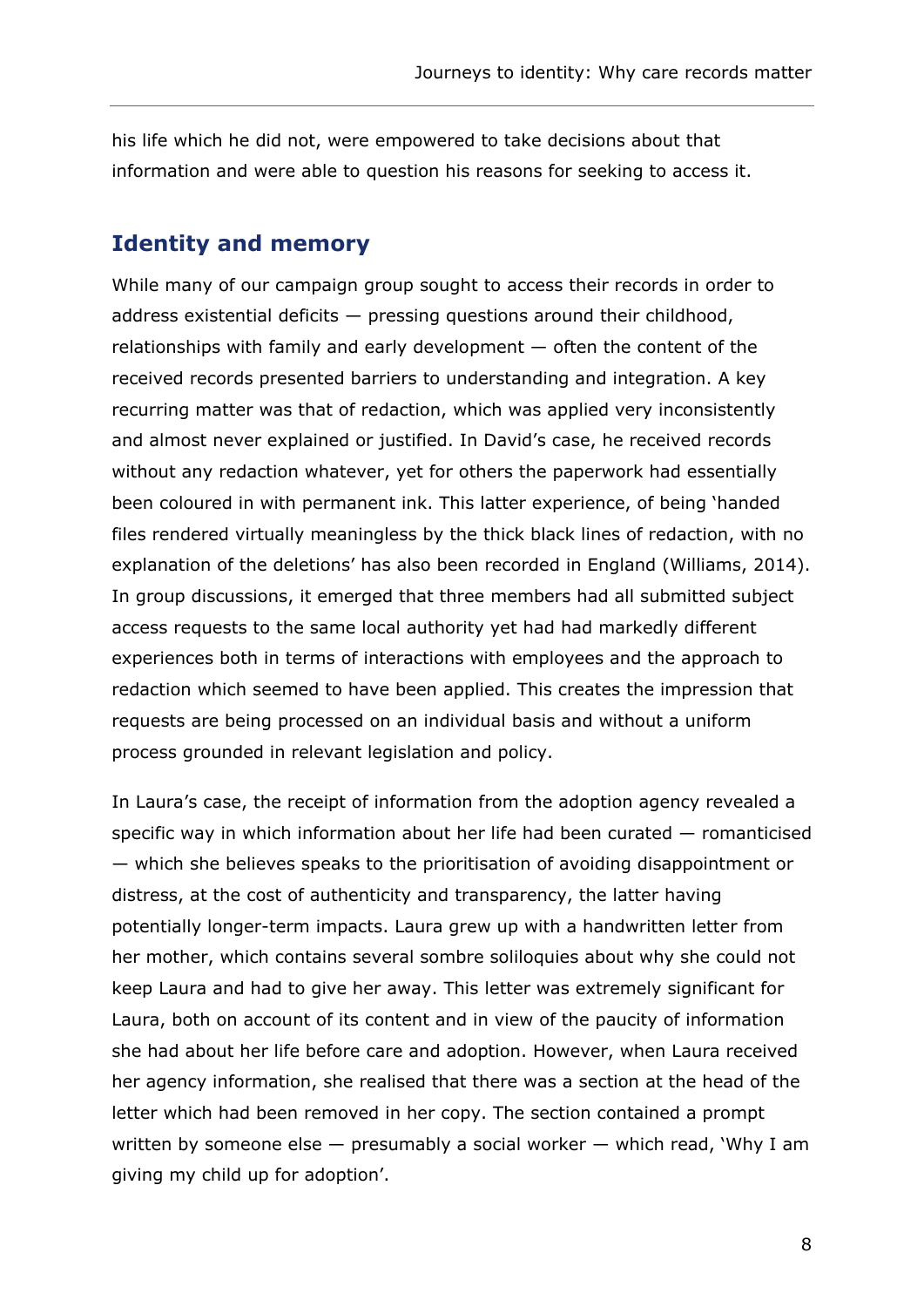his life which he did not, were empowered to take decisions about that information and were able to question his reasons for seeking to access it.

## Identity and memory

While many of our campaign group sought to access their records in order to address existential deficits — pressing questions around their childhood, relationships with family and early development — often the content of the received records presented barriers to understanding and integration. A key recurring matter was that of redaction, which was applied very inconsistently and almost never explained or justified. In David's case, he received records without any redaction whatever, yet for others the paperwork had essentially been coloured in with permanent ink. This latter experience, of being 'handed files rendered virtually meaningless by the thick black lines of redaction, with no explanation of the deletions' has also been recorded in England (Williams, 2014). In group discussions, it emerged that three members had all submitted subject access requests to the same local authority yet had had markedly different experiences both in terms of interactions with employees and the approach to redaction which seemed to have been applied. This creates the impression that requests are being processed on an individual basis and without a uniform process grounded in relevant legislation and policy.

In Laura's case, the receipt of information from the adoption agency revealed a specific way in which information about her life had been curated — romanticised — which she believes speaks to the prioritisation of avoiding disappointment or distress, at the cost of authenticity and transparency, the latter having potentially longer-term impacts. Laura grew up with a handwritten letter from her mother, which contains several sombre soliloquies about why she could not keep Laura and had to give her away. This letter was extremely significant for Laura, both on account of its content and in view of the paucity of information she had about her life before care and adoption. However, when Laura received her agency information, she realised that there was a section at the head of the letter which had been removed in her copy. The section contained a prompt written by someone else — presumably a social worker — which read, 'Why I am giving my child up for adoption'.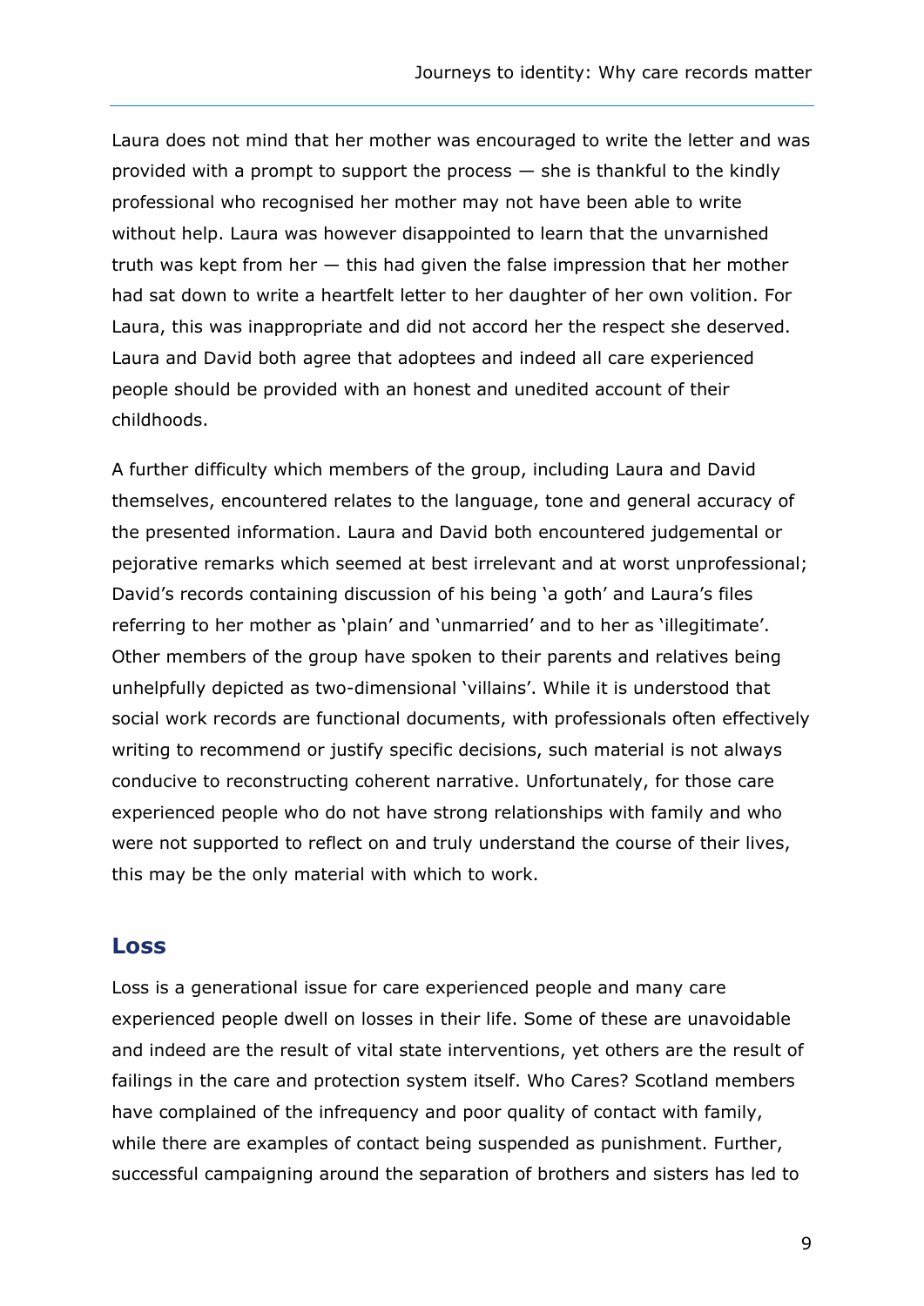Laura does not mind that her mother was encouraged to write the letter and was provided with a prompt to support the process — she is thankful to the kindly professional who recognised her mother may not have been able to write without help. Laura was however disappointed to learn that the unvarnished truth was kept from her — this had given the false impression that her mother had sat down to write a heartfelt letter to her daughter of her own volition. For Laura, this was inappropriate and did not accord her the respect she deserved. Laura and David both agree that adoptees and indeed all care experienced people should be provided with an honest and unedited account of their childhoods.

A further difficulty which members of the group, including Laura and David themselves, encountered relates to the language, tone and general accuracy of the presented information. Laura and David both encountered judgemental or pejorative remarks which seemed at best irrelevant and at worst unprofessional; David's records containing discussion of his being 'a goth' and Laura's files referring to her mother as 'plain' and 'unmarried' and to her as 'illegitimate'. Other members of the group have spoken to their parents and relatives being unhelpfully depicted as two-dimensional 'villains'. While it is understood that social work records are functional documents, with professionals often effectively writing to recommend or justify specific decisions, such material is not always conducive to reconstructing coherent narrative. Unfortunately, for those care experienced people who do not have strong relationships with family and who were not supported to reflect on and truly understand the course of their lives, this may be the only material with which to work.

## Loss

Loss is a generational issue for care experienced people and many care experienced people dwell on losses in their life. Some of these are unavoidable and indeed are the result of vital state interventions, yet others are the result of failings in the care and protection system itself. Who Cares? Scotland members have complained of the infrequency and poor quality of contact with family, while there are examples of contact being suspended as punishment. Further, successful campaigning around the separation of brothers and sisters has led to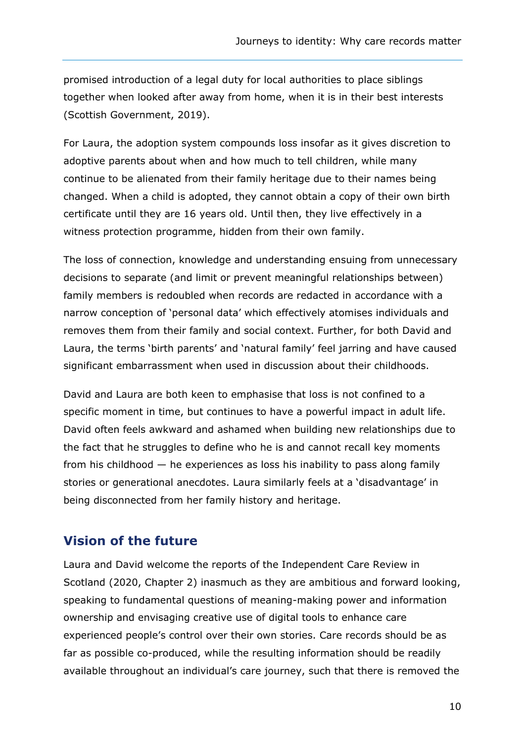promised introduction of a legal duty for local authorities to place siblings together when looked after away from home, when it is in their best interests (Scottish Government, 2019).

For Laura, the adoption system compounds loss insofar as it gives discretion to adoptive parents about when and how much to tell children, while many continue to be alienated from their family heritage due to their names being changed. When a child is adopted, they cannot obtain a copy of their own birth certificate until they are 16 years old. Until then, they live effectively in a witness protection programme, hidden from their own family.

The loss of connection, knowledge and understanding ensuing from unnecessary decisions to separate (and limit or prevent meaningful relationships between) family members is redoubled when records are redacted in accordance with a narrow conception of 'personal data' which effectively atomises individuals and removes them from their family and social context. Further, for both David and Laura, the terms 'birth parents' and 'natural family' feel jarring and have caused significant embarrassment when used in discussion about their childhoods.

David and Laura are both keen to emphasise that loss is not confined to a specific moment in time, but continues to have a powerful impact in adult life. David often feels awkward and ashamed when building new relationships due to the fact that he struggles to define who he is and cannot recall key moments from his childhood — he experiences as loss his inability to pass along family stories or generational anecdotes. Laura similarly feels at a 'disadvantage' in being disconnected from her family history and heritage.

## Vision of the future

Laura and David welcome the reports of the Independent Care Review in Scotland (2020, Chapter 2) inasmuch as they are ambitious and forward looking, speaking to fundamental questions of meaning-making power and information ownership and envisaging creative use of digital tools to enhance care experienced people's control over their own stories. Care records should be as far as possible co-produced, while the resulting information should be readily available throughout an individual's care journey, such that there is removed the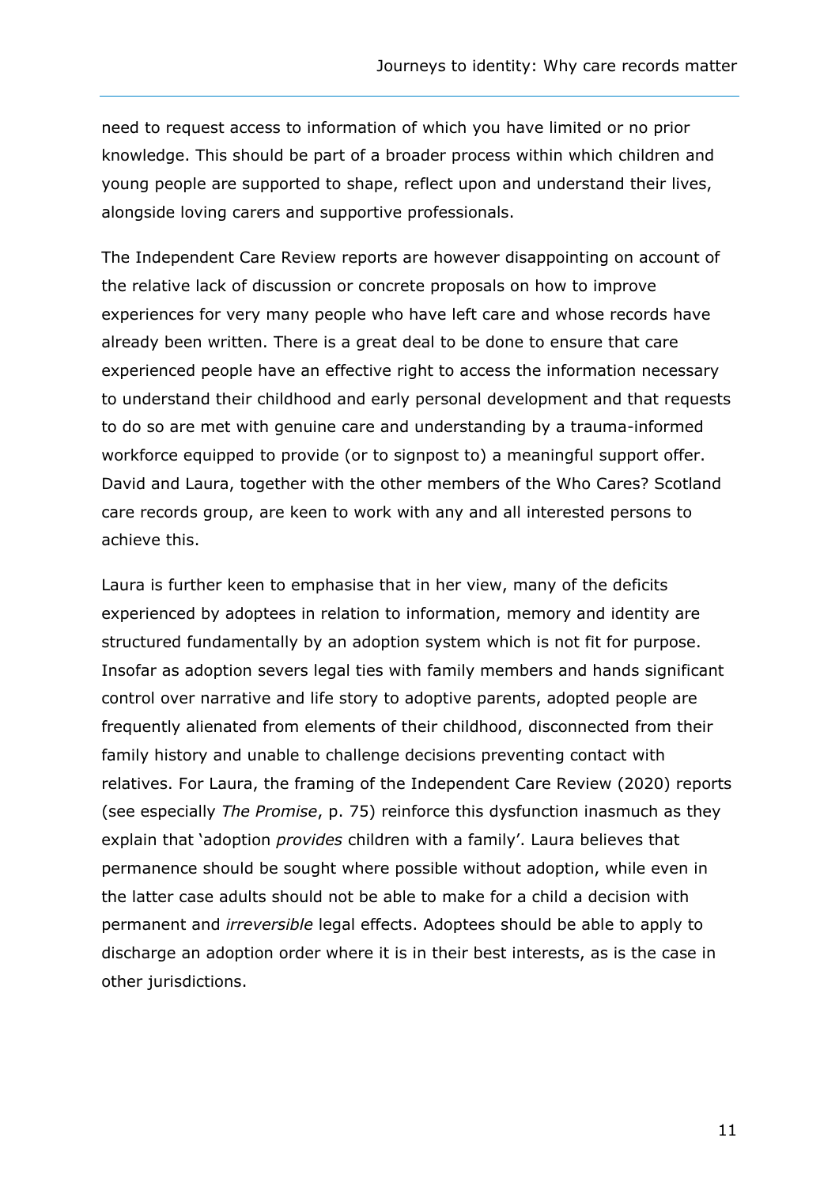need to request access to information of which you have limited or no prior knowledge. This should be part of a broader process within which children and young people are supported to shape, reflect upon and understand their lives, alongside loving carers and supportive professionals.

The Independent Care Review reports are however disappointing on account of the relative lack of discussion or concrete proposals on how to improve experiences for very many people who have left care and whose records have already been written. There is a great deal to be done to ensure that care experienced people have an effective right to access the information necessary to understand their childhood and early personal development and that requests to do so are met with genuine care and understanding by a trauma-informed workforce equipped to provide (or to signpost to) a meaningful support offer. David and Laura, together with the other members of the Who Cares? Scotland care records group, are keen to work with any and all interested persons to achieve this.

Laura is further keen to emphasise that in her view, many of the deficits experienced by adoptees in relation to information, memory and identity are structured fundamentally by an adoption system which is not fit for purpose. Insofar as adoption severs legal ties with family members and hands significant control over narrative and life story to adoptive parents, adopted people are frequently alienated from elements of their childhood, disconnected from their family history and unable to challenge decisions preventing contact with relatives. For Laura, the framing of the Independent Care Review (2020) reports (see especially *The Promise*, p. 75) reinforce this dysfunction inasmuch as they explain that 'adoption *provides* children with a family'. Laura believes that permanence should be sought where possible without adoption, while even in the latter case adults should not be able to make for a child a decision with permanent and *irreversible* legal effects. Adoptees should be able to apply to discharge an adoption order where it is in their best interests, as is the case in other jurisdictions.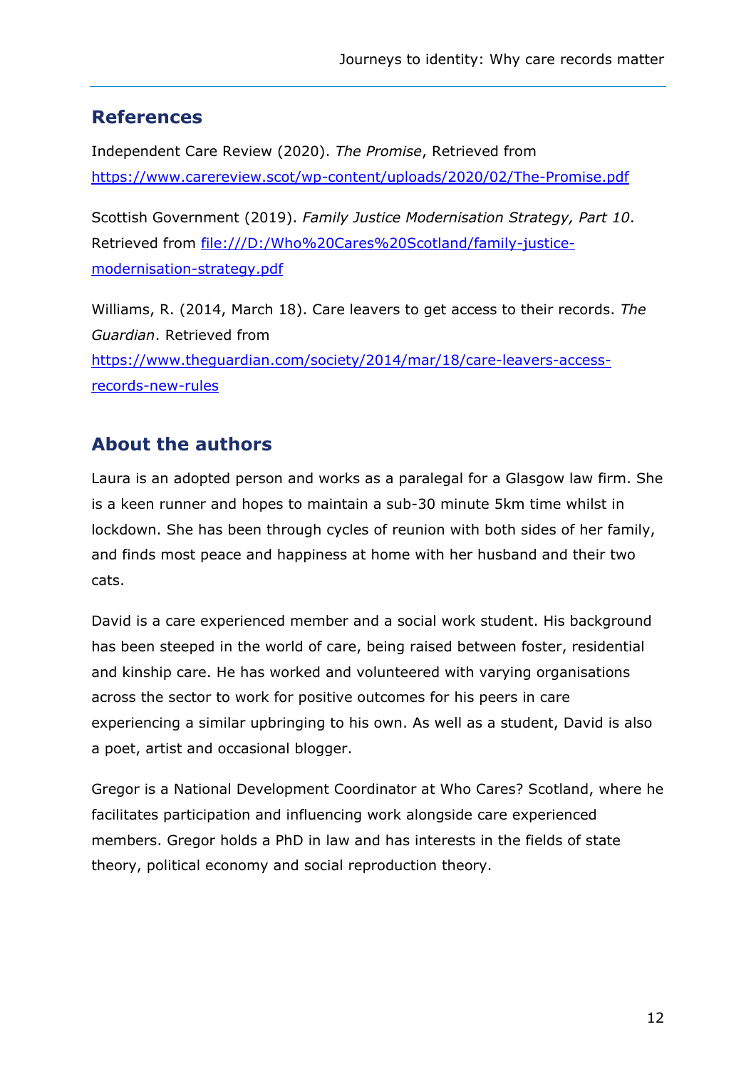## References

Independent Care Review (2020). *The Promise*, Retrieved from https://www.carereview.scot/wp-content/uploads/2020/02/The-Promise.pdf

Scottish Government (2019). *Family Justice Modernisation Strategy, Part 10*. Retrieved from file:///D:/Who%20Cares%20Scotland/family-justice-modernisation-strategy.pdf

Williams, R. (2014, March 18). Care leavers to get access to their records. *The Guardian*. Retrieved from https://www.theguardian.com/society/2014/mar/18/care-leavers-access-records-new-rules

## About the authors

Laura is an adopted person and works as a paralegal for a Glasgow law firm. She is a keen runner and hopes to maintain a sub-30 minute 5km time whilst in lockdown. She has been through cycles of reunion with both sides of her family, and finds most peace and happiness at home with her husband and their two cats.

David is a care experienced member and a social work student. His background has been steeped in the world of care, being raised between foster, residential and kinship care. He has worked and volunteered with varying organisations across the sector to work for positive outcomes for his peers in care experiencing a similar upbringing to his own. As well as a student, David is also a poet, artist and occasional blogger.

Gregor is a National Development Coordinator at Who Cares? Scotland, where he facilitates participation and influencing work alongside care experienced members. Gregor holds a PhD in law and has interests in the fields of state theory, political economy and social reproduction theory.